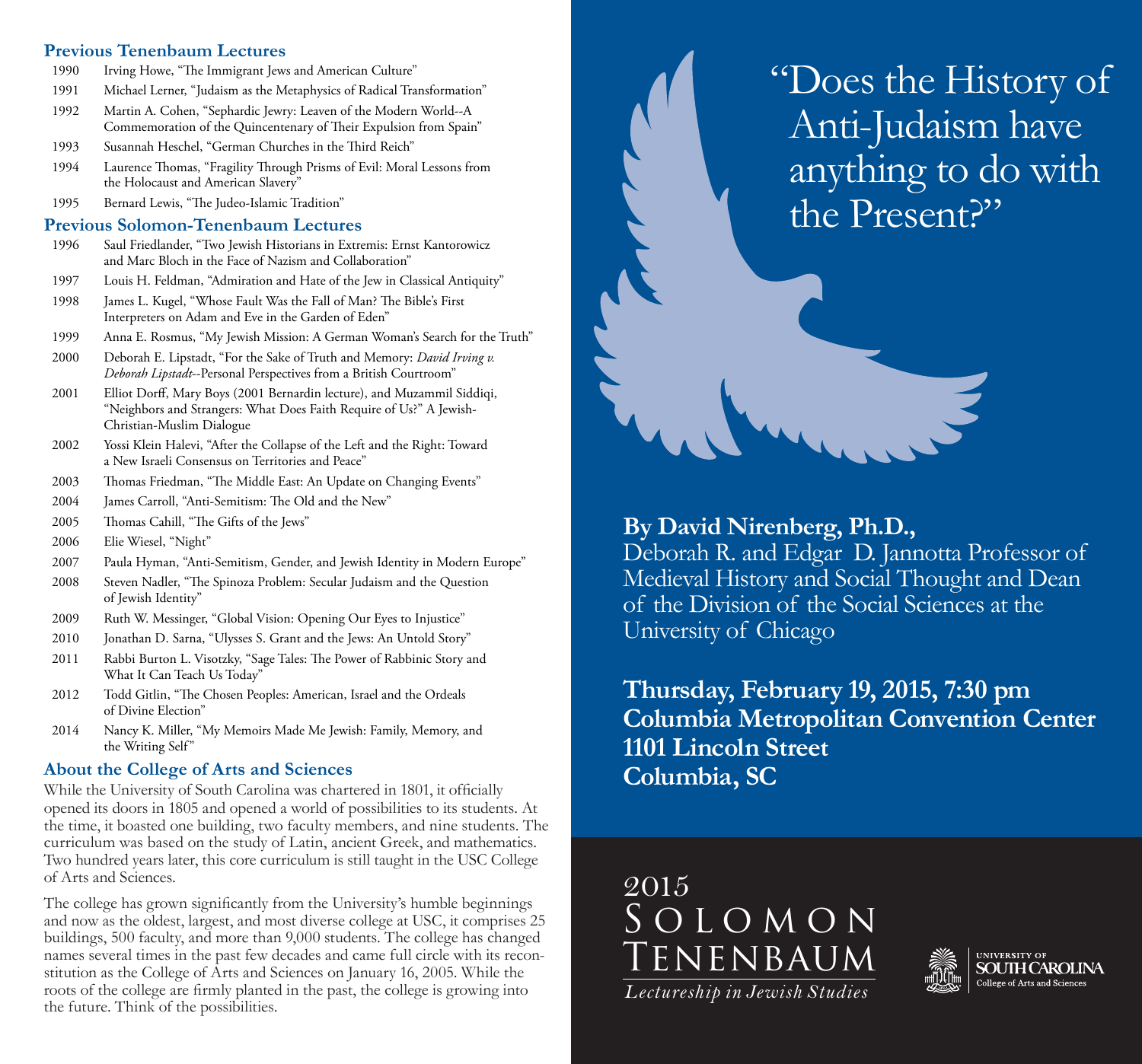## Previous Tenenbaum Lectures

- 1990 Irving Howe, "The Immigrant Jews and American Culture"
- 1991 Michael Lerner, "Judaism as the Metaphysics of Radical Transformation"
- 1992 Martin A. Cohen, "Sephardic Jewry: Leaven of the Modern World--A Commemoration of the Quincentenary of Their Expulsion from Spain"
- 1993 Susannah Heschel, "German Churches in the Third Reich"
- 1994 Laurence Thomas, "Fragility Through Prisms of Evil: Moral Lessons from the Holocaust and American Slavery"
- 1995 Bernard Lewis, "The Judeo-Islamic Tradition"

## Previous Solomon-Tenenbaum Lectures

- 1996 Saul Friedlander, "Two Jewish Historians in Extremis: Ernst Kantorowicz and Marc Bloch in the Face of Nazism and Collaboration"
- 1997 Louis H. Feldman, "Admiration and Hate of the Jew in Classical Antiquity"
- 1998 James L. Kugel, "Whose Fault Was the Fall of Man? The Bible's First Interpreters on Adam and Eve in the Garden of Eden"
- 1999 Anna E. Rosmus, "My Jewish Mission: A German Woman's Search for the Truth"
- 2000 Deborah E. Lipstadt, "For the Sake of Truth and Memory: *David Irving v. Deborah Lipstadt*--Personal Perspectives from a British Courtroom"
- 2001 Elliot Dorff, Mary Boys (2001 Bernardin lecture), and Muzammil Siddiqi, "Neighbors and Strangers: What Does Faith Require of Us?" A Jewish-Christian-Muslim Dialogue
- 2002 Yossi Klein Halevi, "After the Collapse of the Left and the Right: Toward a New Israeli Consensus on Territories and Peace"
- 2003 Thomas Friedman, "The Middle East: An Update on Changing Events"
- 2004 James Carroll, "Anti-Semitism: The Old and the New"
- 2005 Thomas Cahill, "The Gifts of the Jews"
- 2006 Elie Wiesel, "Night"
- 2007 Paula Hyman, "Anti-Semitism, Gender, and Jewish Identity in Modern Europe"
- 2008 Steven Nadler, "The Spinoza Problem: Secular Judaism and the Question of Jewish Identity"
- 2009 Ruth W. Messinger, "Global Vision: Opening Our Eyes to Injustice"
- 2010 Jonathan D. Sarna, "Ulysses S. Grant and the Jews: An Untold Story"
- 2011 Rabbi Burton L. Visotzky, "Sage Tales: The Power of Rabbinic Story and What It Can Teach Us Today"
- 2012 Todd Gitlin, "The Chosen Peoples: American, Israel and the Ordeals of Divine Election"
- 2014 Nancy K. Miller, "My Memoirs Made Me Jewish: Family, Memory, and the Writing Self"

## About the College of Arts and Sciences

While the University of South Carolina was chartered in 1801, it officially opened its doors in 1805 and opened a world of possibilities to its students. At the time, it boasted one building, two faculty members, and nine students. The curriculum was based on the study of Latin, ancient Greek, and mathematics. Two hundred years later, this core curriculum is still taught in the USC College of Arts and Sciences.

The college has grown significantly from the University's humble beginnings and now as the oldest, largest, and most diverse college at USC, it comprises 25 buildings, 500 faculty, and more than 9,000 students. The college has changed names several times in the past few decades and came full circle with its reconstitution as the College of Arts and Sciences on January 16, 2005. While the roots of the college are firmly planted in the past, the college is growing into the future. Think of the possibilities.

# "Does the History of Anti-Judaism have anything to do with the Present?"

**By David Nirenberg, Ph.D.,**
Deborah R. and Edgar D. Jannotta Professor of Medieval History and Social Thought and Dean of the Division of the Social Sciences at the University of Chicago

**Thursday, February 19, 2015, 7:30 pm**
**Columbia Metropolitan Convention Center**
**1101 Lincoln Street**
**Columbia, SC**

2015
SOLOMON
TENENBAUM
*Lectureship in Jewish Studies*

UNIVERSITY OF SOUTH CAROLINA
College of Arts and Sciences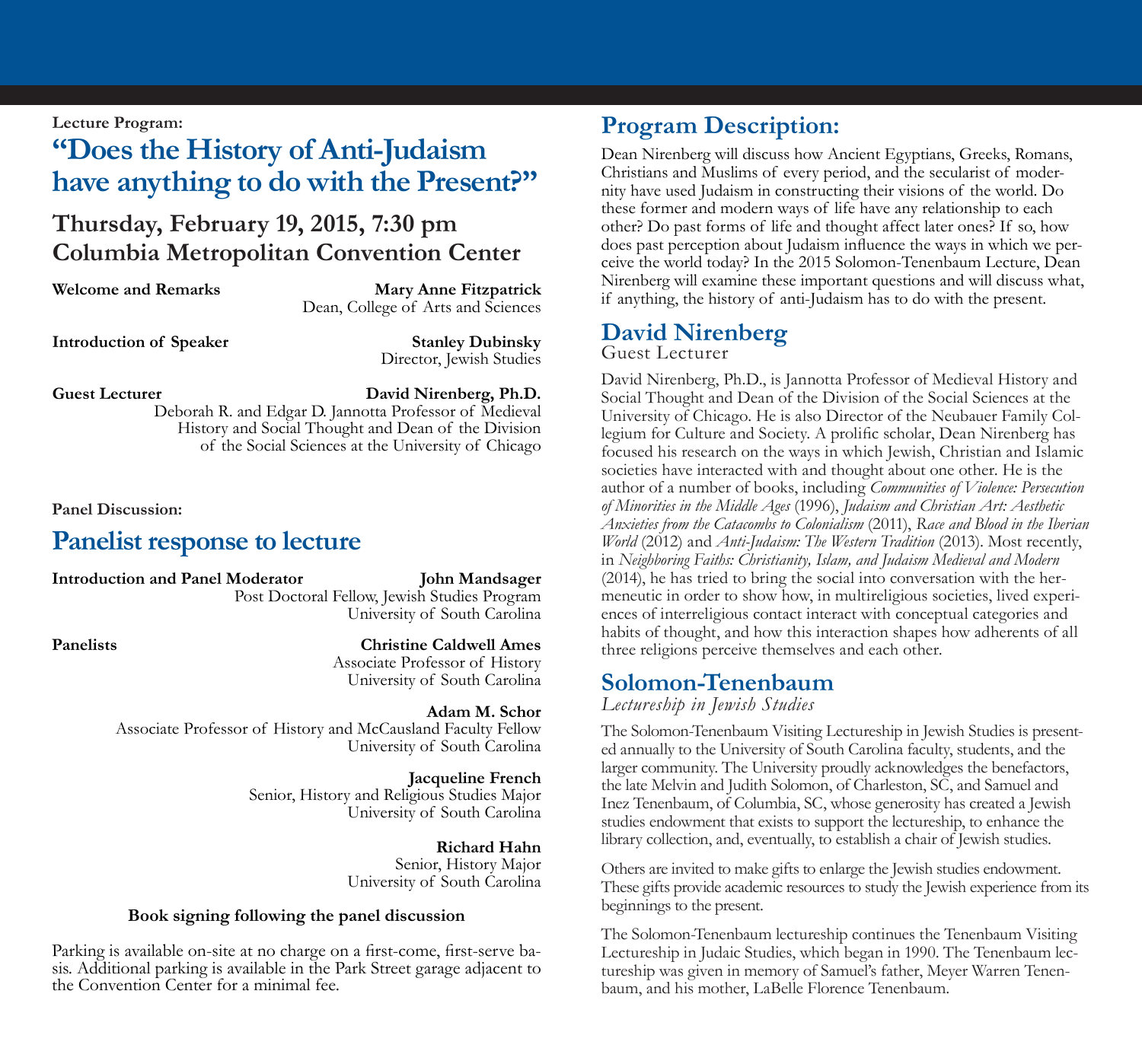**Lecture Program:**

## "Does the History of Anti-Judaism have anything to do with the Present?"

### Thursday, February 19, 2015, 7:30 pm
### Columbia Metropolitan Convention Center

**Welcome and Remarks** — **Mary Anne Fitzpatrick**
Dean, College of Arts and Sciences

**Introduction of Speaker** — **Stanley Dubinsky**
Director, Jewish Studies

**Guest Lecturer** — **David Nirenberg, Ph.D.**
Deborah R. and Edgar D. Jannotta Professor of Medieval History and Social Thought and Dean of the Division of the Social Sciences at the University of Chicago

**Panel Discussion:**

## Panelist response to lecture

**Introduction and Panel Moderator** — **John Mandsager**
Post Doctoral Fellow, Jewish Studies Program
University of South Carolina

**Panelists**

**Christine Caldwell Ames**
Associate Professor of History
University of South Carolina

**Adam M. Schor**
Associate Professor of History and McCausland Faculty Fellow
University of South Carolina

**Jacqueline French**
Senior, History and Religious Studies Major
University of South Carolina

**Richard Hahn**
Senior, History Major
University of South Carolina

**Book signing following the panel discussion**

Parking is available on-site at no charge on a first-come, first-serve basis. Additional parking is available in the Park Street garage adjacent to the Convention Center for a minimal fee.

## Program Description:

Dean Nirenberg will discuss how Ancient Egyptians, Greeks, Romans, Christians and Muslims of every period, and the secularist of modernity have used Judaism in constructing their visions of the world. Do these former and modern ways of life have any relationship to each other? Do past forms of life and thought affect later ones? If so, how does past perception about Judaism influence the ways in which we perceive the world today? In the 2015 Solomon-Tenenbaum Lecture, Dean Nirenberg will examine these important questions and will discuss what, if anything, the history of anti-Judaism has to do with the present.

## David Nirenberg

Guest Lecturer

David Nirenberg, Ph.D., is Jannotta Professor of Medieval History and Social Thought and Dean of the Division of the Social Sciences at the University of Chicago. He is also Director of the Neubauer Family Collegium for Culture and Society. A prolific scholar, Dean Nirenberg has focused his research on the ways in which Jewish, Christian and Islamic societies have interacted with and thought about one other. He is the author of a number of books, including *Communities of Violence: Persecution of Minorities in the Middle Ages* (1996), *Judaism and Christian Art: Aesthetic Anxieties from the Catacombs to Colonialism* (2011), *Race and Blood in the Iberian World* (2012) and *Anti-Judaism: The Western Tradition* (2013). Most recently, in *Neighboring Faiths: Christianity, Islam, and Judaism Medieval and Modern* (2014), he has tried to bring the social into conversation with the hermeneutic in order to show how, in multireligious societies, lived experiences of interreligious contact interact with conceptual categories and habits of thought, and how this interaction shapes how adherents of all three religions perceive themselves and each other.

## Solomon-Tenenbaum

*Lectureship in Jewish Studies*

The Solomon-Tenenbaum Visiting Lectureship in Jewish Studies is presented annually to the University of South Carolina faculty, students, and the larger community. The University proudly acknowledges the benefactors, the late Melvin and Judith Solomon, of Charleston, SC, and Samuel and Inez Tenenbaum, of Columbia, SC, whose generosity has created a Jewish studies endowment that exists to support the lectureship, to enhance the library collection, and, eventually, to establish a chair of Jewish studies.

Others are invited to make gifts to enlarge the Jewish studies endowment. These gifts provide academic resources to study the Jewish experience from its beginnings to the present.

The Solomon-Tenenbaum lectureship continues the Tenenbaum Visiting Lectureship in Judaic Studies, which began in 1990. The Tenenbaum lectureship was given in memory of Samuel's father, Meyer Warren Tenenbaum, and his mother, LaBelle Florence Tenenbaum.